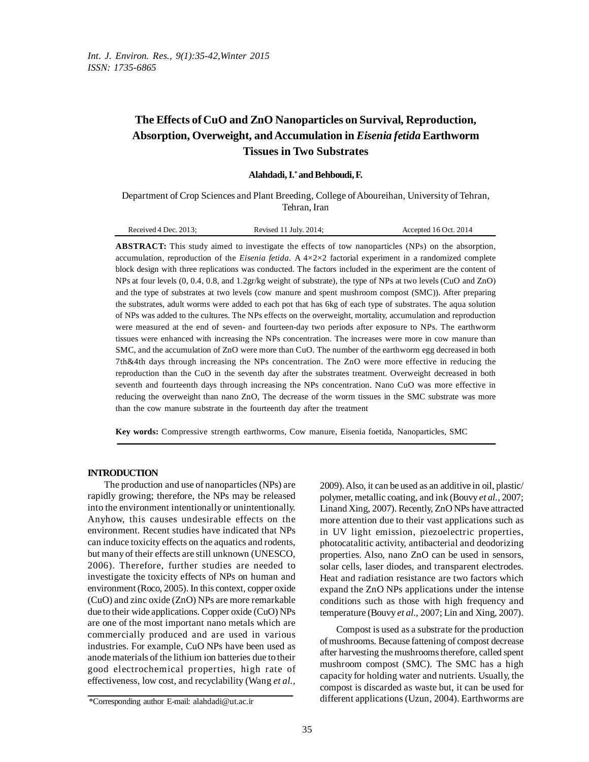# The Effects of CuO and ZnO Nanoparticles on Survival, Reproduction, Absorption, Overweight, and Accumulation in *Eisenia fetida* Earthworm Tissues in Two Substrates

**Alahdadi, I.* and Behboudi, F.**

Department of Crop Sciences and Plant Breeding, College of Aboureihan, University of Tehran, Tehran, Iran

Received 4 Dec. 2013; Revised 11 July. 2014; Accepted 16 Oct. 2014

**ABSTRACT:** This study aimed to investigate the effects of tow nanoparticles (NPs) on the absorption, accumulation, reproduction of the *Eisenia fetida*. A 4×2×2 factorial experiment in a randomized complete block design with three replications was conducted. The factors included in the experiment are the content of NPs at four levels (0, 0.4, 0.8, and 1.2gr/kg weight of substrate), the type of NPs at two levels (CuO and ZnO) and the type of substrates at two levels (cow manure and spent mushroom compost (SMC)). After preparing the substrates, adult worms were added to each pot that has 6kg of each type of substrates. The aqua solution of NPs was added to the cultures. The NPs effects on the overweight, mortality, accumulation and reproduction were measured at the end of seven- and fourteen-day two periods after exposure to NPs. The earthworm tissues were enhanced with increasing the NPs concentration. The increases were more in cow manure than SMC, and the accumulation of ZnO were more than CuO. The number of the earthworm egg decreased in both 7th&4th days through increasing the NPs concentration. The ZnO were more effective in reducing the reproduction than the CuO in the seventh day after the substrates treatment. Overweight decreased in both seventh and fourteenth days through increasing the NPs concentration. Nano CuO was more effective in reducing the overweight than nano ZnO, The decrease of the worm tissues in the SMC substrate was more than the cow manure substrate in the fourteenth day after the treatment

**Key words:** Compressive strength earthworms, Cow manure, Eisenia foetida, Nanoparticles, SMC

## INTRODUCTION

The production and use of nanoparticles (NPs) are rapidly growing; therefore, the NPs may be released into the environment intentionally or unintentionally. Anyhow, this causes undesirable effects on the environment. Recent studies have indicated that NPs can induce toxicity effects on the aquatics and rodents, but many of their effects are still unknown (UNESCO, 2006). Therefore, further studies are needed to investigate the toxicity effects of NPs on human and environment (Roco, 2005). In this context, copper oxide (CuO) and zinc oxide (ZnO) NPs are more remarkable due to their wide applications. Copper oxide (CuO) NPs are one of the most important nano metals which are commercially produced and are used in various industries. For example, CuO NPs have been used as anode materials of the lithium ion batteries due to their good electrochemical properties, high rate of effectiveness, low cost, and recyclability (Wang *et al.*, 2009). Also, it can be used as an additive in oil, plastic/polymer, metallic coating, and ink (Bouvy *et al.,* 2007; Linand Xing, 2007). Recently, ZnO NPs have attracted more attention due to their vast applications such as in UV light emission, piezoelectric properties, photocatalitic activity, antibacterial and deodorizing properties. Also, nano ZnO can be used in sensors, solar cells, laser diodes, and transparent electrodes. Heat and radiation resistance are two factors which expand the ZnO NPs applications under the intense conditions such as those with high frequency and temperature (Bouvy *et al.,* 2007; Lin and Xing, 2007).

Compost is used as a substrate for the production of mushrooms. Because fattening of compost decrease after harvesting the mushrooms therefore, called spent mushroom compost (SMC). The SMC has a high capacity for holding water and nutrients. Usually, the compost is discarded as waste but, it can be used for different applications (Uzun, 2004). Earthworms are

*Corresponding author E-mail: alahdadi@ut.ac.ir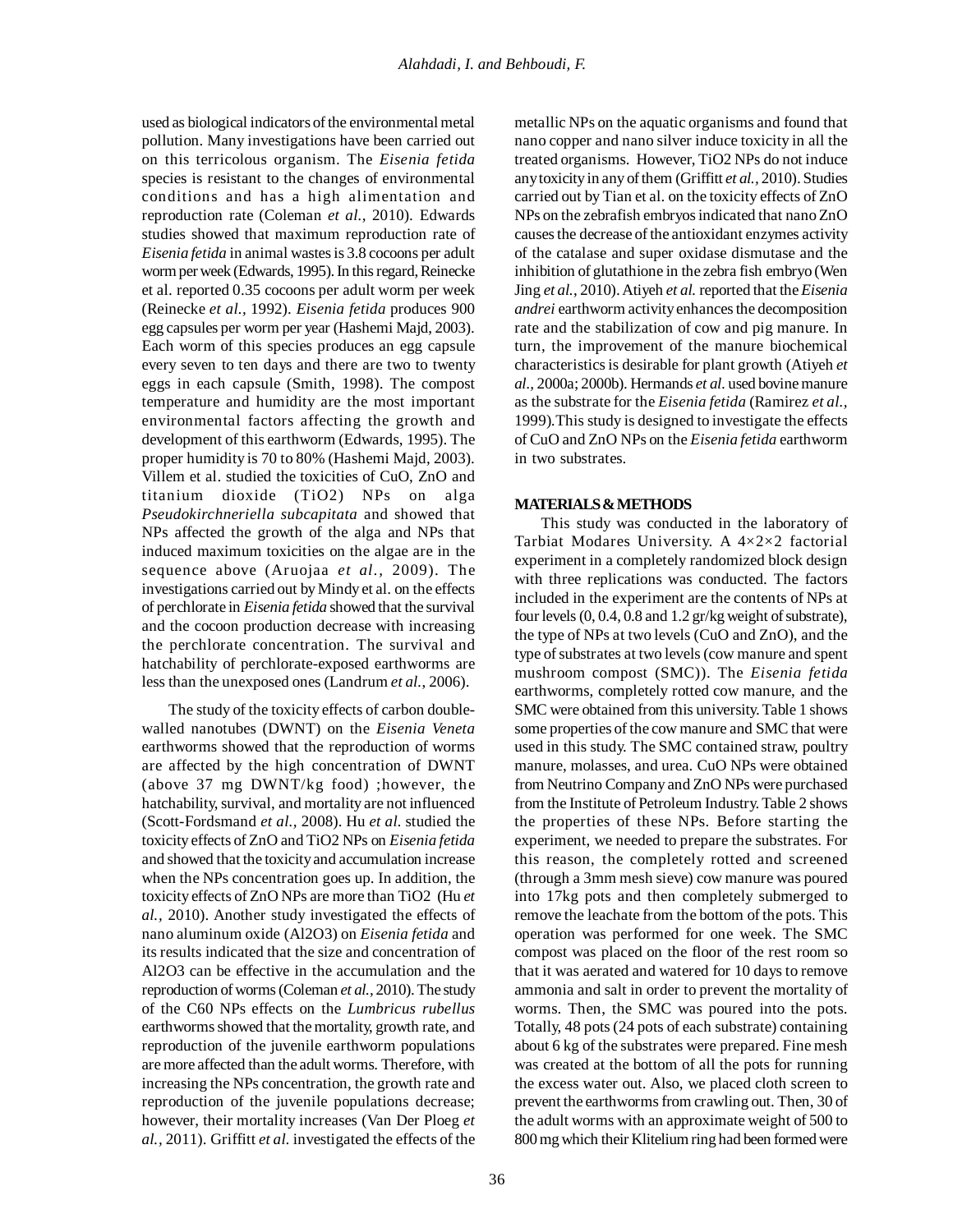used as biological indicators of the environmental metal pollution. Many investigations have been carried out on this terricolous organism. The *Eisenia fetida* species is resistant to the changes of environmental conditions and has a high alimentation and reproduction rate (Coleman *et al.,* 2010). Edwards studies showed that maximum reproduction rate of *Eisenia fetida* in animal wastes is 3.8 cocoons per adult worm per week (Edwards, 1995). In this regard, Reinecke et al. reported 0.35 cocoons per adult worm per week (Reinecke *et al.,* 1992). *Eisenia fetida* produces 900 egg capsules per worm per year (Hashemi Majd, 2003). Each worm of this species produces an egg capsule every seven to ten days and there are two to twenty eggs in each capsule (Smith, 1998). The compost temperature and humidity are the most important environmental factors affecting the growth and development of this earthworm (Edwards, 1995). The proper humidity is 70 to 80% (Hashemi Majd, 2003). Villem et al. studied the toxicities of CuO, ZnO and titanium dioxide ($TiO_2$) NPs on alga *Pseudokirchneriella subcapitata* and showed that NPs affected the growth of the alga and NPs that induced maximum toxicities on the algae are in the sequence above (Aruojaa *et al.,* 2009). The investigations carried out by Mindy et al. on the effects of perchlorate in *Eisenia fetida* showed that the survival and the cocoon production decrease with increasing the perchlorate concentration. The survival and hatchability of perchlorate-exposed earthworms are less than the unexposed ones (Landrum *et al.,* 2006).

The study of the toxicity effects of carbon double-walled nanotubes (DWNT) on the *Eisenia Veneta* earthworms showed that the reproduction of worms are affected by the high concentration of DWNT (above 37 mg DWNT/kg food) ;however, the hatchability, survival, and mortality are not influenced (Scott-Fordsmand *et al.,* 2008). Hu *et al.* studied the toxicity effects of ZnO and $TiO_2$ NPs on *Eisenia fetida* and showed that the toxicity and accumulation increase when the NPs concentration goes up. In addition, the toxicity effects of ZnO NPs are more than $TiO_2$ (Hu *et al.,* 2010). Another study investigated the effects of nano aluminum oxide ($Al_2O_3$) on *Eisenia fetida* and its results indicated that the size and concentration of $Al_2O_3$ can be effective in the accumulation and the reproduction of worms (Coleman *et al.,* 2010). The study of the C60 NPs effects on the *Lumbricus rubellus* earthworms showed that the mortality, growth rate, and reproduction of the juvenile earthworm populations are more affected than the adult worms. Therefore, with increasing the NPs concentration, the growth rate and reproduction of the juvenile populations decrease; however, their mortality increases (Van Der Ploeg *et al.,* 2011). Griffitt *et al.* investigated the effects of the metallic NPs on the aquatic organisms and found that nano copper and nano silver induce toxicity in all the treated organisms. However, $TiO_2$ NPs do not induce any toxicity in any of them (Griffitt *et al.,* 2010). Studies carried out by Tian et al. on the toxicity effects of ZnO NPs on the zebrafish embryos indicated that nano ZnO causes the decrease of the antioxidant enzymes activity of the catalase and super oxidase dismutase and the inhibition of glutathione in the zebra fish embryo (Wen Jing *et al.,* 2010). Atiyeh *et al.* reported that the *Eisenia andrei* earthworm activity enhances the decomposition rate and the stabilization of cow and pig manure. In turn, the improvement of the manure biochemical characteristics is desirable for plant growth (Atiyeh *et al.,* 2000a; 2000b). Hermands *et al.* used bovine manure as the substrate for the *Eisenia fetida* (Ramirez *et al.,* 1999).This study is designed to investigate the effects of CuO and ZnO NPs on the *Eisenia fetida* earthworm in two substrates.

## MATERIALS & METHODS

This study was conducted in the laboratory of Tarbiat Modares University. A 4×2×2 factorial experiment in a completely randomized block design with three replications was conducted. The factors included in the experiment are the contents of NPs at four levels (0, 0.4, 0.8 and 1.2 gr/kg weight of substrate), the type of NPs at two levels (CuO and ZnO), and the type of substrates at two levels (cow manure and spent mushroom compost (SMC)). The *Eisenia fetida* earthworms, completely rotted cow manure, and the SMC were obtained from this university. Table 1 shows some properties of the cow manure and SMC that were used in this study. The SMC contained straw, poultry manure, molasses, and urea. CuO NPs were obtained from Neutrino Company and ZnO NPs were purchased from the Institute of Petroleum Industry. Table 2 shows the properties of these NPs. Before starting the experiment, we needed to prepare the substrates. For this reason, the completely rotted and screened (through a 3mm mesh sieve) cow manure was poured into 17kg pots and then completely submerged to remove the leachate from the bottom of the pots. This operation was performed for one week. The SMC compost was placed on the floor of the rest room so that it was aerated and watered for 10 days to remove ammonia and salt in order to prevent the mortality of worms. Then, the SMC was poured into the pots. Totally, 48 pots (24 pots of each substrate) containing about 6 kg of the substrates were prepared. Fine mesh was created at the bottom of all the pots for running the excess water out. Also, we placed cloth screen to prevent the earthworms from crawling out. Then, 30 of the adult worms with an approximate weight of 500 to 800 mg which their Klitelium ring had been formed were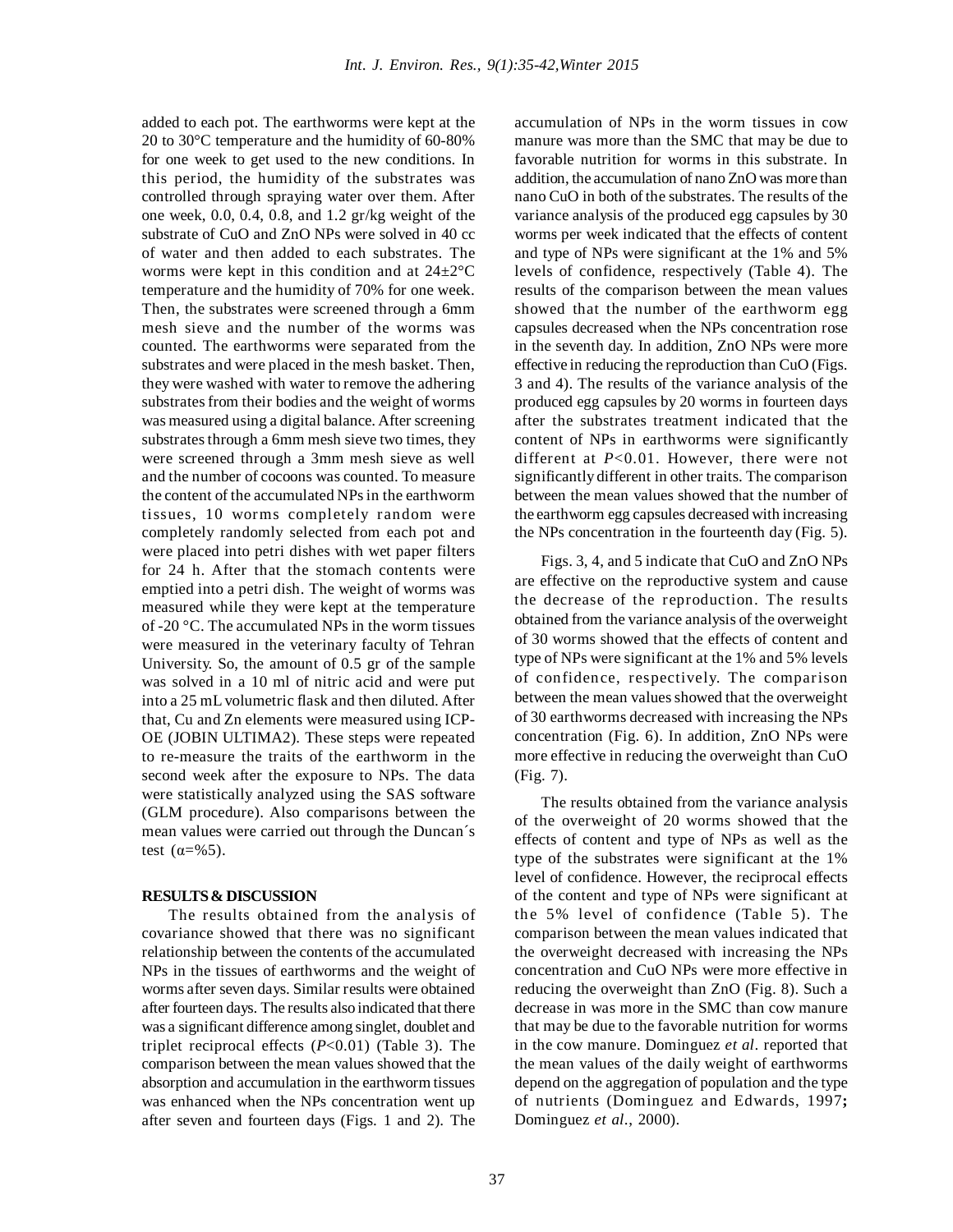added to each pot. The earthworms were kept at the 20 to 30°C temperature and the humidity of 60-80% for one week to get used to the new conditions. In this period, the humidity of the substrates was controlled through spraying water over them. After one week, 0.0, 0.4, 0.8, and 1.2 gr/kg weight of the substrate of CuO and ZnO NPs were solved in 40 cc of water and then added to each substrates. The worms were kept in this condition and at 24±2°C temperature and the humidity of 70% for one week. Then, the substrates were screened through a 6mm mesh sieve and the number of the worms was counted. The earthworms were separated from the substrates and were placed in the mesh basket. Then, they were washed with water to remove the adhering substrates from their bodies and the weight of worms was measured using a digital balance. After screening substrates through a 6mm mesh sieve two times, they were screened through a 3mm mesh sieve as well and the number of cocoons was counted. To measure the content of the accumulated NPs in the earthworm tissues, 10 worms completely random were completely randomly selected from each pot and were placed into petri dishes with wet paper filters for 24 h. After that the stomach contents were emptied into a petri dish. The weight of worms was measured while they were kept at the temperature of -20 °C. The accumulated NPs in the worm tissues were measured in the veterinary faculty of Tehran University. So, the amount of 0.5 gr of the sample was solved in a 10 ml of nitric acid and were put into a 25 mL volumetric flask and then diluted. After that, Cu and Zn elements were measured using ICP-OE (JOBIN ULTIMA2). These steps were repeated to re-measure the traits of the earthworm in the second week after the exposure to NPs. The data were statistically analyzed using the SAS software (GLM procedure). Also comparisons between the mean values were carried out through the Duncan´s test (α=%5).

## RESULTS & DISCUSSION

The results obtained from the analysis of covariance showed that there was no significant relationship between the contents of the accumulated NPs in the tissues of earthworms and the weight of worms after seven days. Similar results were obtained after fourteen days. The results also indicated that there was a significant difference among singlet, doublet and triplet reciprocal effects ($P<0.01$) (Table 3). The comparison between the mean values showed that the absorption and accumulation in the earthworm tissues was enhanced when the NPs concentration went up after seven and fourteen days (Figs. 1 and 2). The accumulation of NPs in the worm tissues in cow manure was more than the SMC that may be due to favorable nutrition for worms in this substrate. In addition, the accumulation of nano ZnO was more than nano CuO in both of the substrates. The results of the variance analysis of the produced egg capsules by 30 worms per week indicated that the effects of content and type of NPs were significant at the 1% and 5% levels of confidence, respectively (Table 4). The results of the comparison between the mean values showed that the number of the earthworm egg capsules decreased when the NPs concentration rose in the seventh day. In addition, ZnO NPs were more effective in reducing the reproduction than CuO (Figs. 3 and 4). The results of the variance analysis of the produced egg capsules by 20 worms in fourteen days after the substrates treatment indicated that the content of NPs in earthworms were significantly different at $P<0.01$. However, there were not significantly different in other traits. The comparison between the mean values showed that the number of the earthworm egg capsules decreased with increasing the NPs concentration in the fourteenth day (Fig. 5).

Figs. 3, 4, and 5 indicate that CuO and ZnO NPs are effective on the reproductive system and cause the decrease of the reproduction. The results obtained from the variance analysis of the overweight of 30 worms showed that the effects of content and type of NPs were significant at the 1% and 5% levels of confidence, respectively. The comparison between the mean values showed that the overweight of 30 earthworms decreased with increasing the NPs concentration (Fig. 6). In addition, ZnO NPs were more effective in reducing the overweight than CuO (Fig. 7).

The results obtained from the variance analysis of the overweight of 20 worms showed that the effects of content and type of NPs as well as the type of the substrates were significant at the 1% level of confidence. However, the reciprocal effects of the content and type of NPs were significant at the 5% level of confidence (Table 5). The comparison between the mean values indicated that the overweight decreased with increasing the NPs concentration and CuO NPs were more effective in reducing the overweight than ZnO (Fig. 8). Such a decrease in was more in the SMC than cow manure that may be due to the favorable nutrition for worms in the cow manure. Dominguez *et al*. reported that the mean values of the daily weight of earthworms depend on the aggregation of population and the type of nutrients (Dominguez and Edwards, 1997**;** Dominguez *et al*., 2000).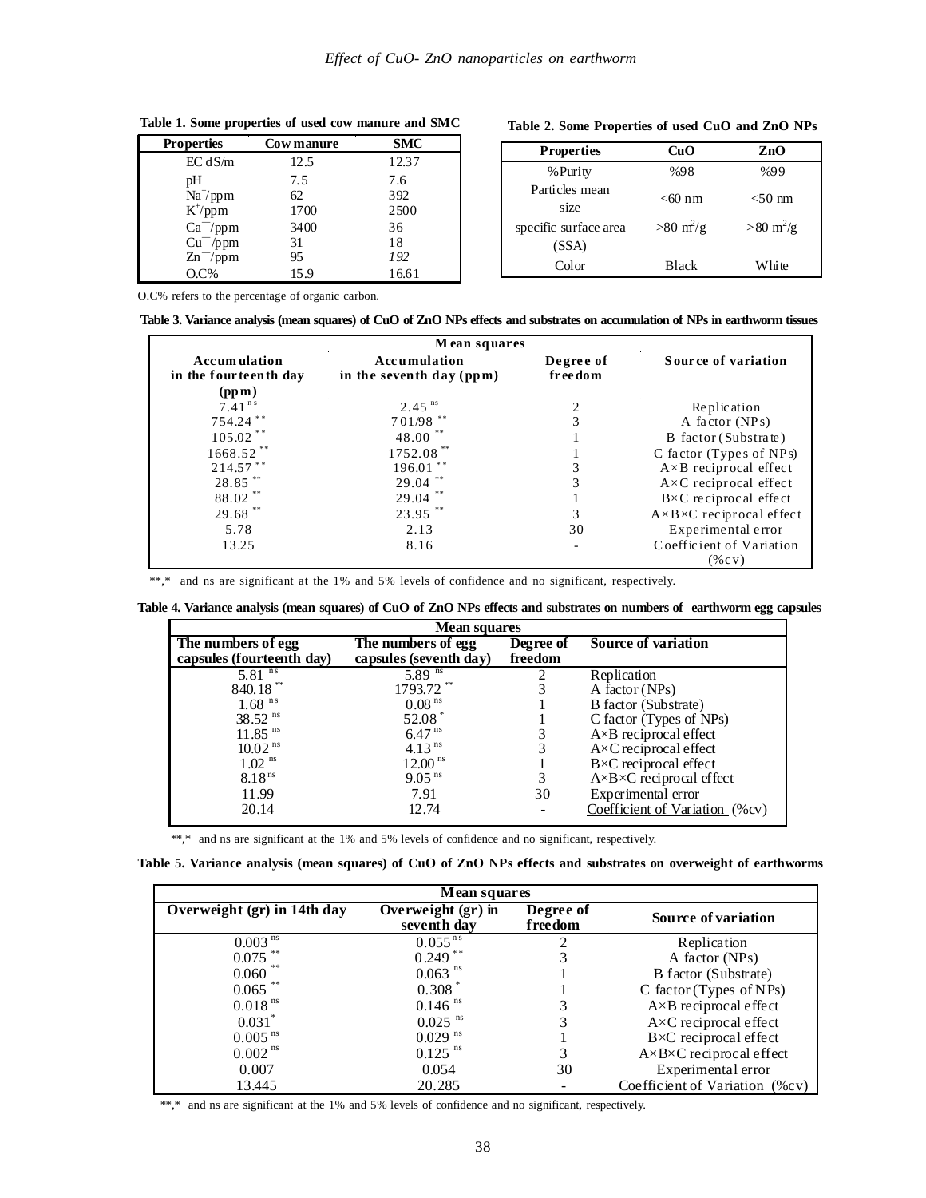**Table 1. Some properties of used cow manure and SMC**

| Properties | Cow manure | SMC |
|---|---|---|
| EC dS/m | 12.5 | 12.37 |
| pH | 7.5 | 7.6 |
| $Na^{+}$/ppm | 62 | 392 |
| $K^{+}$/ppm | 1700 | 2500 |
| $Ca^{++}$/ppm | 3400 | 36 |
| $Cu^{++}$/ppm | 31 | 18 |
| $Zn^{++}$/ppm | 95 | *192* |
| O.C% | 15.9 | 16.61 |

O.C% refers to the percentage of organic carbon.

**Table 2. Some Properties of used CuO and ZnO NPs**

| Properties | CuO | ZnO |
|---|---|---|
| %Purity | %98 | %99 |
| Particles mean size | <60 nm | <50 nm |
| specific surface area (SSA) | >80 $m^2$/g | >80 $m^2$/g |
| Color | Black | White |

**Table 3. Variance analysis (mean squares) of CuO of ZnO NPs effects and substrates on accumulation of NPs in earthworm tissues**

| Mean squares | | | |
|---|---|---|---|
| Accumulation in the fourteenth day (ppm) | Accumulation in the seventh day (ppm) | Degree of freedom | Source of variation |
| 7.41 ns | 2.45 ns | 2 | Replication |
| 754.24 ** | 701/98 ** | 3 | A factor (NPs) |
| 105.02 ** | 48.00 ** | 1 | B factor (Substrate) |
| 1668.52 ** | 1752.08 ** | 1 | C factor (Types of NPs) |
| 214.57 ** | 196.01 ** | 3 | A×B reciprocal effect |
| 28.85 ** | 29.04 ** | 3 | A×C reciprocal effect |
| 88.02 ** | 29.04 ** | 1 | B×C reciprocal effect |
| 29.68 ** | 23.95 ** | 3 | A×B×C reciprocal effect |
| 5.78 | 2.13 | 30 | Experimental error |
| 13.25 | 8.16 | - | Coefficient of Variation (%cv) |

**,* and ns are significant at the 1% and 5% levels of confidence and no significant, respectively.

**Table 4. Variance analysis (mean squares) of CuO of ZnO NPs effects and substrates on numbers of earthworm egg capsules**

| Mean squares | | | |
|---|---|---|---|
| The numbers of egg capsules (fourteenth day) | The numbers of egg capsules (seventh day) | Degree of freedom | Source of variation |
| 5.81 ns | 5.89 ns | 2 | Replication |
| 840.18 ** | 1793.72 ** | 3 | A factor (NPs) |
| 1.68 ns | 0.08 ns | 1 | B factor (Substrate) |
| 38.52 ns | 52.08 * | 1 | C factor (Types of NPs) |
| 11.85 ns | 6.47 ns | 3 | A×B reciprocal effect |
| 10.02 ns | 4.13 ns | 3 | A×C reciprocal effect |
| 1.02 ns | 12.00 ns | 1 | B×C reciprocal effect |
| 8.18 ns | 9.05 ns | 3 | A×B×C reciprocal effect |
| 11.99 | 7.91 | 30 | Experimental error |
| 20.14 | 12.74 | - | Coefficient of Variation (%cv) |

**,* and ns are significant at the 1% and 5% levels of confidence and no significant, respectively.

**Table 5. Variance analysis (mean squares) of CuO of ZnO NPs effects and substrates on overweight of earthworms**

| Mean squares | | | |
|---|---|---|---|
| Overweight (gr) in 14th day | Overweight (gr) in seventh day | Degree of freedom | Source of variation |
| 0.003 ns | 0.055 ns | 2 | Replication |
| 0.075 ** | 0.249 ** | 3 | A factor (NPs) |
| 0.060 ** | 0.063 ns | 1 | B factor (Substrate) |
| 0.065 ** | 0.308 * | 1 | C factor (Types of NPs) |
| 0.018 ns | 0.146 ns | 3 | A×B reciprocal effect |
| 0.031 * | 0.025 ns | 3 | A×C reciprocal effect |
| 0.005 ns | 0.029 ns | 1 | B×C reciprocal effect |
| 0.002 ns | 0.125 ns | 3 | A×B×C reciprocal effect |
| 0.007 | 0.054 | 30 | Experimental error |
| 13.445 | 20.285 | - | Coefficient of Variation (%cv) |

**,* and ns are significant at the 1% and 5% levels of confidence and no significant, respectively.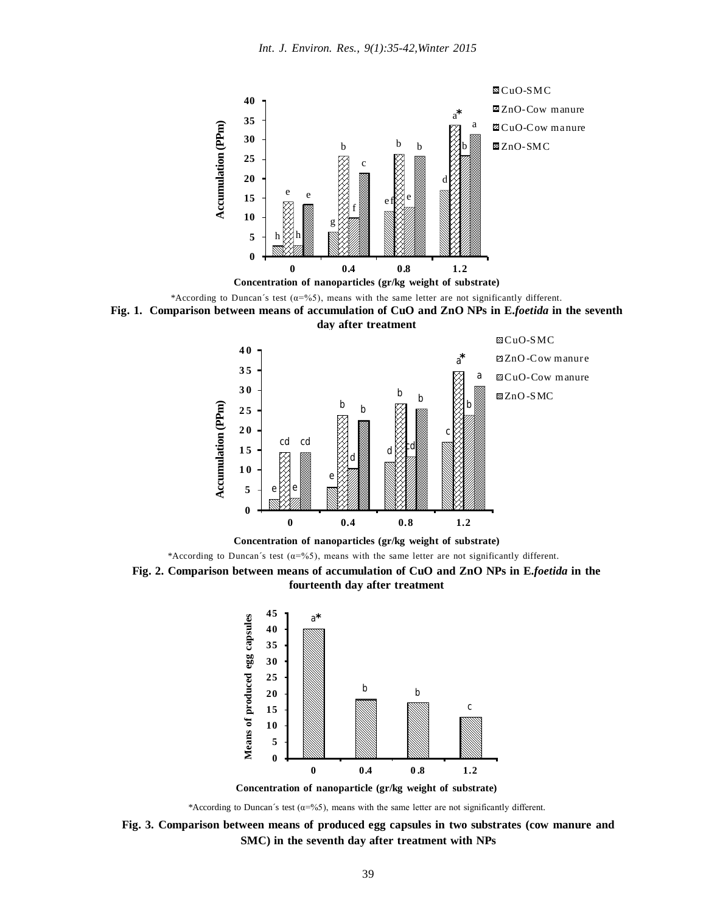*According to Duncan´s test (α=%5), means with the same letter are not significantly different.

**Fig. 1. Comparison between means of accumulation of CuO and ZnO NPs in E.*foetida* in the seventh day after treatment**

*According to Duncan´s test (α=%5), means with the same letter are not significantly different.

**Fig. 2. Comparison between means of accumulation of CuO and ZnO NPs in E.*foetida* in the fourteenth day after treatment**

*According to Duncan´s test (α=%5), means with the same letter are not significantly different.

**Fig. 3. Comparison between means of produced egg capsules in two substrates (cow manure and SMC) in the seventh day after treatment with NPs**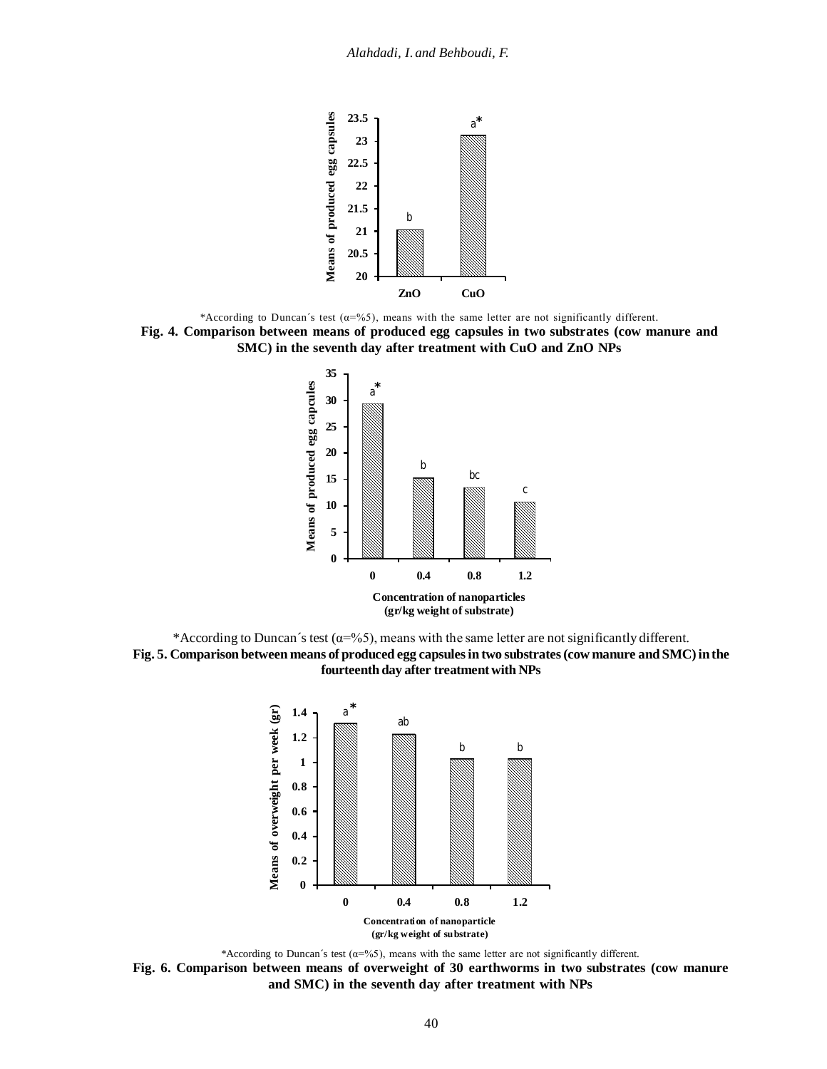*According to Duncan´s test (α=%5), means with the same letter are not significantly different.

**Fig. 4. Comparison between means of produced egg capsules in two substrates (cow manure and SMC) in the seventh day after treatment with CuO and ZnO NPs**

*According to Duncan´s test (α=%5), means with the same letter are not significantly different.

**Fig. 5. Comparison between means of produced egg capsules in two substrates (cow manure and SMC) in the fourteenth day after treatment with NPs**

*According to Duncan´s test (α=%5), means with the same letter are not significantly different.

**Fig. 6. Comparison between means of overweight of 30 earthworms in two substrates (cow manure and SMC) in the seventh day after treatment with NPs**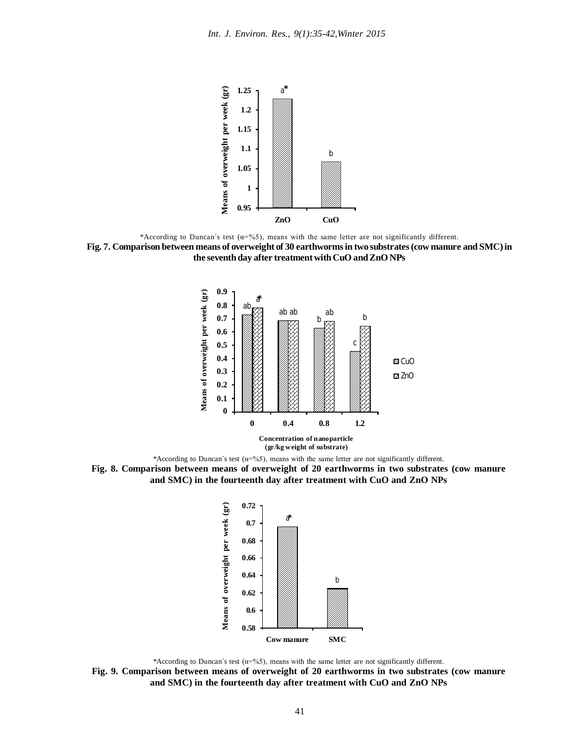*According to Duncan´s test (α=%5), means with the same letter are not significantly different.

**Fig. 7. Comparison between means of overweight of 30 earthworms in two substrates (cow manure and SMC) in the seventh day after treatment with CuO and ZnO NPs**

*According to Duncan´s test (α=%5), means with the same letter are not significantly different.

**Fig. 8. Comparison between means of overweight of 20 earthworms in two substrates (cow manure and SMC) in the fourteenth day after treatment with CuO and ZnO NPs**

*According to Duncan´s test (α=%5), means with the same letter are not significantly different.

**Fig. 9. Comparison between means of overweight of 20 earthworms in two substrates (cow manure and SMC) in the fourteenth day after treatment with CuO and ZnO NPs**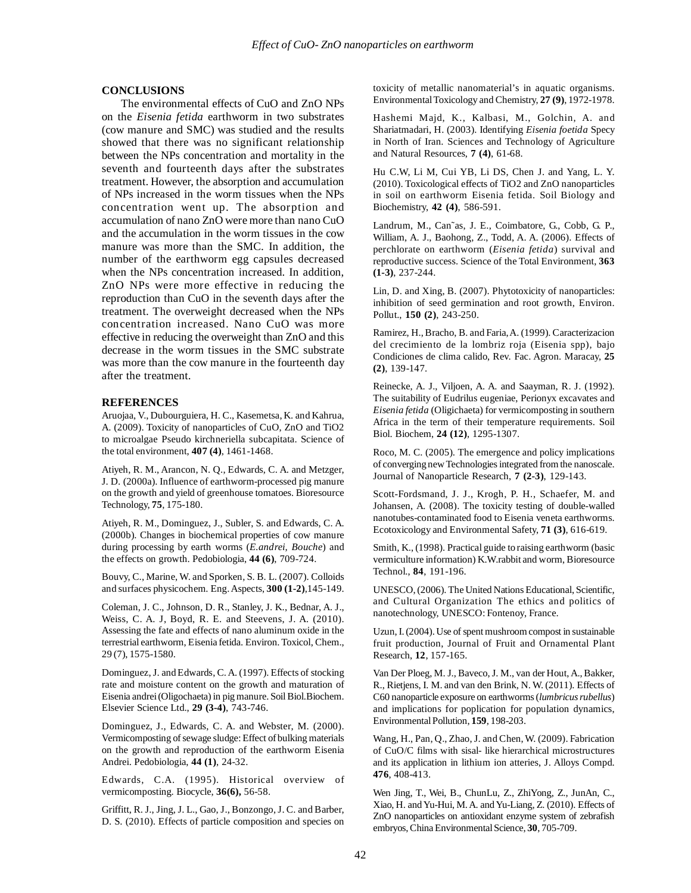## CONCLUSIONS

The environmental effects of CuO and ZnO NPs on the *Eisenia fetida* earthworm in two substrates (cow manure and SMC) was studied and the results showed that there was no significant relationship between the NPs concentration and mortality in the seventh and fourteenth days after the substrates treatment. However, the absorption and accumulation of NPs increased in the worm tissues when the NPs concentration went up. The absorption and accumulation of nano ZnO were more than nano CuO and the accumulation in the worm tissues in the cow manure was more than the SMC. In addition, the number of the earthworm egg capsules decreased when the NPs concentration increased. In addition, ZnO NPs were more effective in reducing the reproduction than CuO in the seventh days after the treatment. The overweight decreased when the NPs concentration increased. Nano CuO was more effective in reducing the overweight than ZnO and this decrease in the worm tissues in the SMC substrate was more than the cow manure in the fourteenth day after the treatment.

## REFERENCES

Aruojaa, V., Dubourguiera, H. C., Kasemetsa, K. and Kahrua, A. (2009). Toxicity of nanoparticles of CuO, ZnO and TiO2 to microalgae Pseudo kirchneriella subcapitata. Science of the total environment, **407 (4)**, 1461-1468.

Atiyeh, R. M., Arancon, N. Q., Edwards, C. A. and Metzger, J. D. (2000a). Influence of earthworm-processed pig manure on the growth and yield of greenhouse tomatoes. Bioresource Technology, **75**, 175-180.

Atiyeh, R. M., Dominguez, J., Subler, S. and Edwards, C. A. (2000b). Changes in biochemical properties of cow manure during processing by earth worms (*E.andrei, Bouche*) and the effects on growth. Pedobiologia, **44 (6)**, 709-724.

Bouvy, C., Marine, W. and Sporken, S. B. L. (2007). Colloids and surfaces physicochem. Eng. Aspects, **300 (1-2)**,145-149.

Coleman, J. C., Johnson, D. R., Stanley, J. K., Bednar, A. J., Weiss, C. A. J, Boyd, R. E. and Steevens, J. A. (2010). Assessing the fate and effects of nano aluminum oxide in the terrestrial earthworm, Eisenia fetida. Environ. Toxicol, Chem., 29 (7), 1575-1580.

Dominguez, J. and Edwards, C. A. (1997). Effects of stocking rate and moisture content on the growth and maturation of Eisenia andrei (Oligochaeta) in pig manure. Soil Biol.Biochem. Elsevier Science Ltd., **29 (3-4)**, 743-746.

Dominguez, J., Edwards, C. A. and Webster, M. (2000). Vermicomposting of sewage sludge: Effect of bulking materials on the growth and reproduction of the earthworm Eisenia Andrei. Pedobiologia, **44 (1)**, 24-32.

Edwards, C.A. (1995). Historical overview of vermicomposting. Biocycle, **36(6),** 56-58.

Griffitt, R. J., Jing, J. L., Gao, J., Bonzongo, J. C. and Barber, D. S. (2010). Effects of particle composition and species on toxicity of metallic nanomaterial's in aquatic organisms. Environmental Toxicology and Chemistry, **27 (9)**, 1972-1978.

Hashemi Majd, K., Kalbasi, M., Golchin, A. and Shariatmadari, H. (2003). Identifying *Eisenia foetida* Specy in North of Iran. Sciences and Technology of Agriculture and Natural Resources, **7 (4)**, 61-68.

Hu C.W, Li M, Cui YB, Li DS, Chen J. and Yang, L. Y. (2010). Toxicological effects of TiO2 and ZnO nanoparticles in soil on earthworm Eisenia fetida. Soil Biology and Biochemistry, **42 (4)**, 586-591.

Landrum, M., Can˜as, J. E., Coimbatore, G., Cobb, G. P., William, A. J., Baohong, Z., Todd, A. A. (2006). Effects of perchlorate on earthworm (*Eisenia fetida*) survival and reproductive success. Science of the Total Environment, **363 (1-3)**, 237-244.

Lin, D. and Xing, B. (2007). Phytotoxicity of nanoparticles: inhibition of seed germination and root growth, Environ. Pollut., **150 (2)**, 243-250.

Ramirez, H., Bracho, B. and Faria, A. (1999). Caracterizacion del crecimiento de la lombriz roja (Eisenia spp), bajo Condiciones de clima calido, Rev. Fac. Agron. Maracay, **25 (2)**, 139-147.

Reinecke, A. J., Viljoen, A. A. and Saayman, R. J. (1992). The suitability of Eudrilus eugeniae, Perionyx excavates and *Eisenia fetida* (Oligichaeta) for vermicomposting in southern Africa in the term of their temperature requirements. Soil Biol. Biochem, **24 (12)**, 1295-1307.

Roco, M. C. (2005). The emergence and policy implications of converging new Technologies integrated from the nanoscale. Journal of Nanoparticle Research, **7 (2-3)**, 129-143.

Scott-Fordsmand, J. J., Krogh, P. H., Schaefer, M. and Johansen, A. (2008). The toxicity testing of double-walled nanotubes-contaminated food to Eisenia veneta earthworms. Ecotoxicology and Environmental Safety, **71 (3)**, 616-619.

Smith, K., (1998). Practical guide to raising earthworm (basic vermiculture information) K.W.rabbit and worm, Bioresource Technol., **84**, 191-196.

UNESCO, (2006). The United Nations Educational, Scientific, and Cultural Organization The ethics and politics of nanotechnology, UNESCO: Fontenoy, France.

Uzun, I. (2004). Use of spent mushroom compost in sustainable fruit production, Journal of Fruit and Ornamental Plant Research, **12**, 157-165.

Van Der Ploeg, M. J., Baveco, J. M., van der Hout, A., Bakker, R., Rietjens, I. M. and van den Brink, N. W. (2011). Effects of C60 nanoparticle exposure on earthworms (*lumbricus rubellus*) and implications for poplication for population dynamics, Environmental Pollution, **159**, 198-203.

Wang, H., Pan, Q., Zhao, J. and Chen, W. (2009). Fabrication of CuO/C films with sisal- like hierarchical microstructures and its application in lithium ion atteries, J. Alloys Compd. **476**, 408-413.

Wen Jing, T., Wei, B., ChunLu, Z., ZhiYong, Z., JunAn, C., Xiao, H. and Yu-Hui, M. A. and Yu-Liang, Z. (2010). Effects of ZnO nanoparticles on antioxidant enzyme system of zebrafish embryos, China Environmental Science, **30**, 705-709.